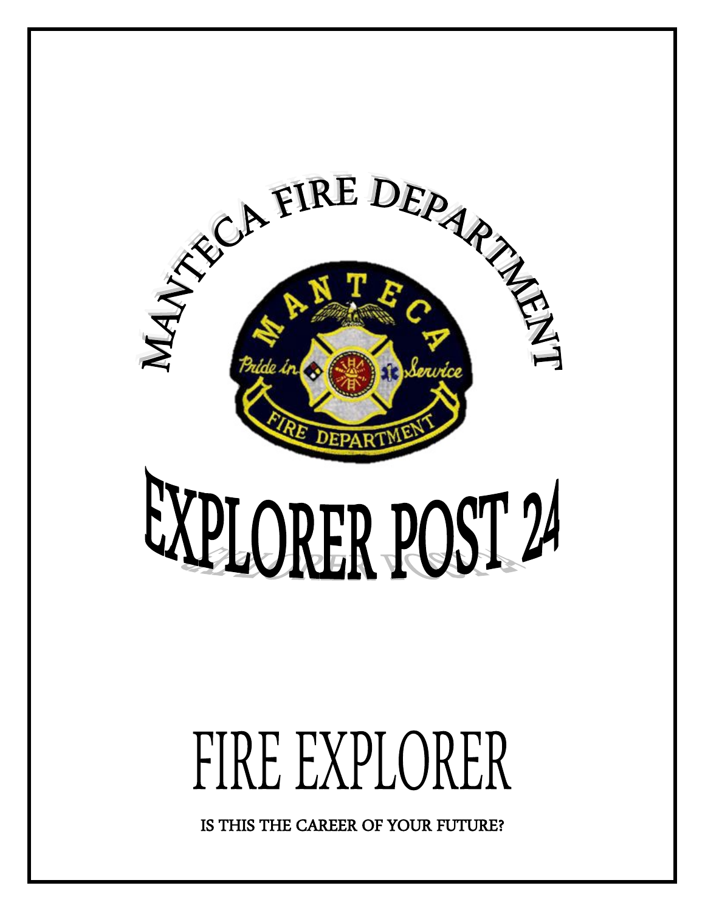# MANTECA FIRE DEPARTMENT

# EXPLORER POST 24

# FIRE EXPLORER

**IS THIS THE CAREER OF YOUR FUTURE?**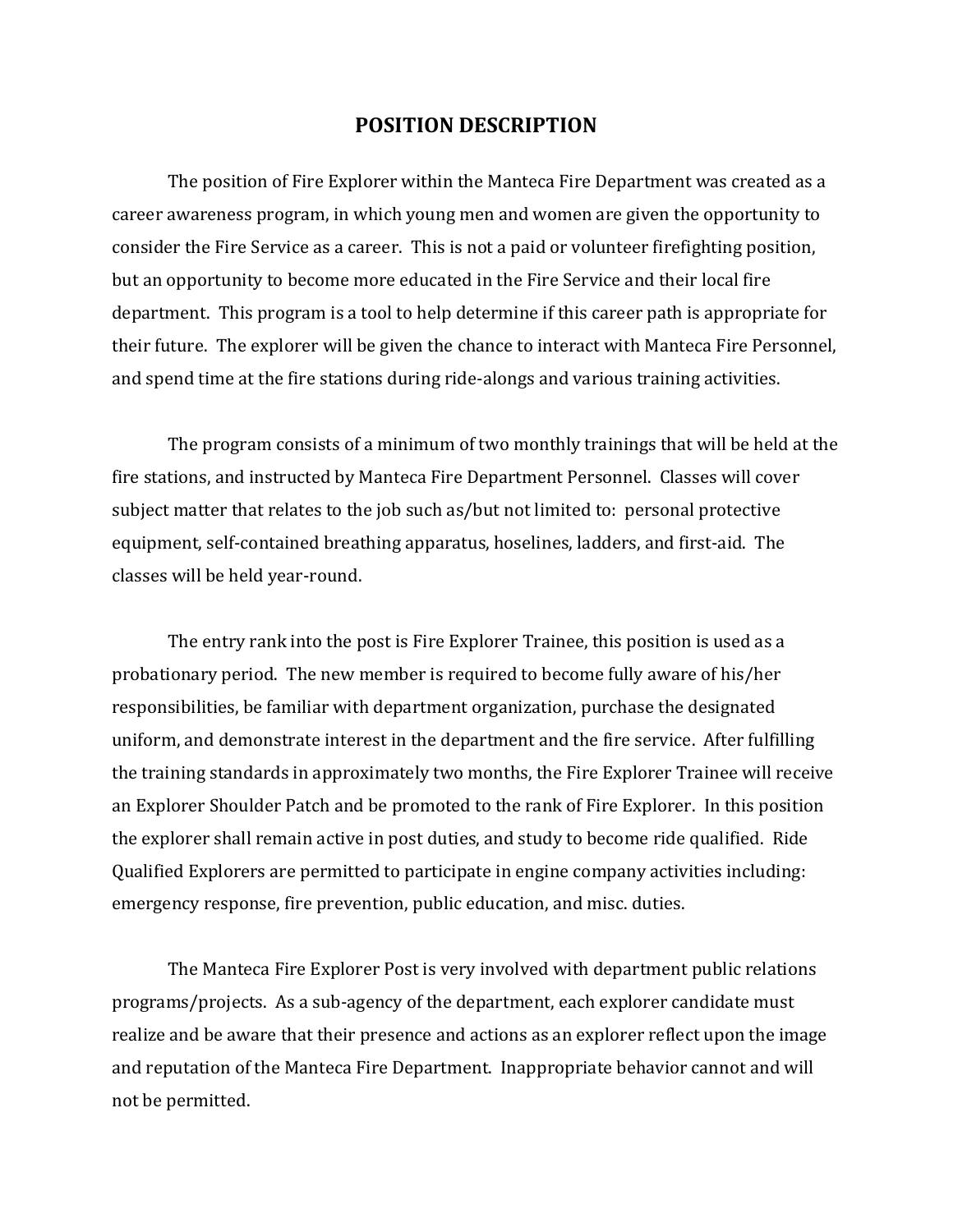# POSITION DESCRIPTION

The position of Fire Explorer within the Manteca Fire Department was created as a career awareness program, in which young men and women are given the opportunity to consider the Fire Service as a career. This is not a paid or volunteer firefighting position, but an opportunity to become more educated in the Fire Service and their local fire department. This program is a tool to help determine if this career path is appropriate for their future. The explorer will be given the chance to interact with Manteca Fire Personnel, and spend time at the fire stations during ride-alongs and various training activities.

The program consists of a minimum of two monthly trainings that will be held at the fire stations, and instructed by Manteca Fire Department Personnel. Classes will cover subject matter that relates to the job such as/but not limited to: personal protective equipment, self-contained breathing apparatus, hoselines, ladders, and first-aid. The classes will be held year-round.

The entry rank into the post is Fire Explorer Trainee, this position is used as a probationary period. The new member is required to become fully aware of his/her responsibilities, be familiar with department organization, purchase the designated uniform, and demonstrate interest in the department and the fire service. After fulfilling the training standards in approximately two months, the Fire Explorer Trainee will receive an Explorer Shoulder Patch and be promoted to the rank of Fire Explorer. In this position the explorer shall remain active in post duties, and study to become ride qualified. Ride Qualified Explorers are permitted to participate in engine company activities including: emergency response, fire prevention, public education, and misc. duties.

The Manteca Fire Explorer Post is very involved with department public relations programs/projects. As a sub-agency of the department, each explorer candidate must realize and be aware that their presence and actions as an explorer reflect upon the image and reputation of the Manteca Fire Department. Inappropriate behavior cannot and will not be permitted.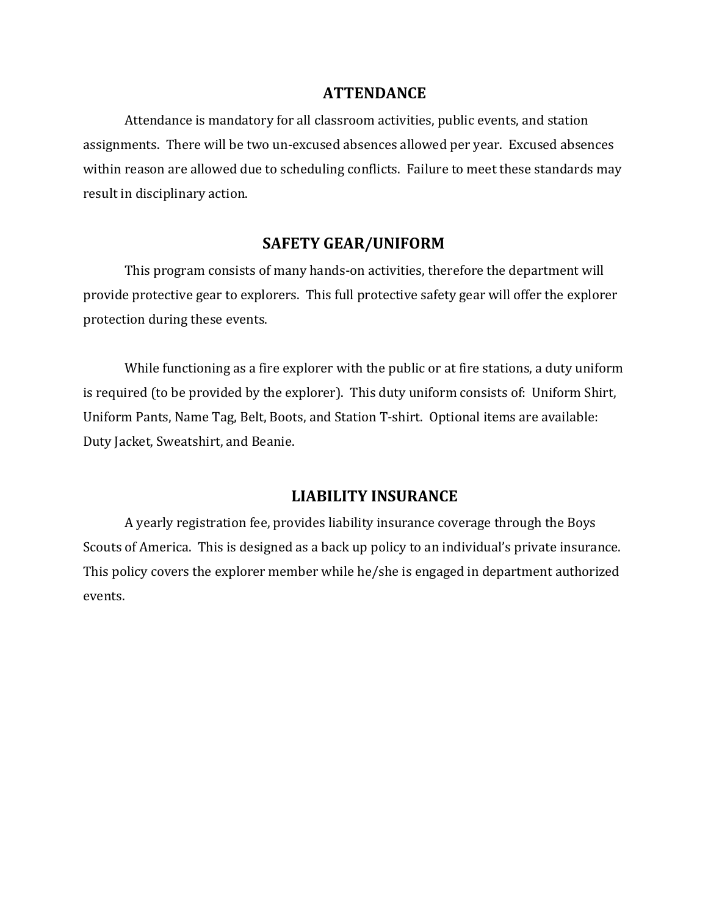## ATTENDANCE

Attendance is mandatory for all classroom activities, public events, and station assignments. There will be two un-excused absences allowed per year. Excused absences within reason are allowed due to scheduling conflicts. Failure to meet these standards may result in disciplinary action.

## SAFETY GEAR/UNIFORM

This program consists of many hands-on activities, therefore the department will provide protective gear to explorers. This full protective safety gear will offer the explorer protection during these events.

While functioning as a fire explorer with the public or at fire stations, a duty uniform is required (to be provided by the explorer). This duty uniform consists of: Uniform Shirt, Uniform Pants, Name Tag, Belt, Boots, and Station T-shirt. Optional items are available: Duty Jacket, Sweatshirt, and Beanie.

## LIABILITY INSURANCE

A yearly registration fee, provides liability insurance coverage through the Boys Scouts of America. This is designed as a back up policy to an individual's private insurance. This policy covers the explorer member while he/she is engaged in department authorized events.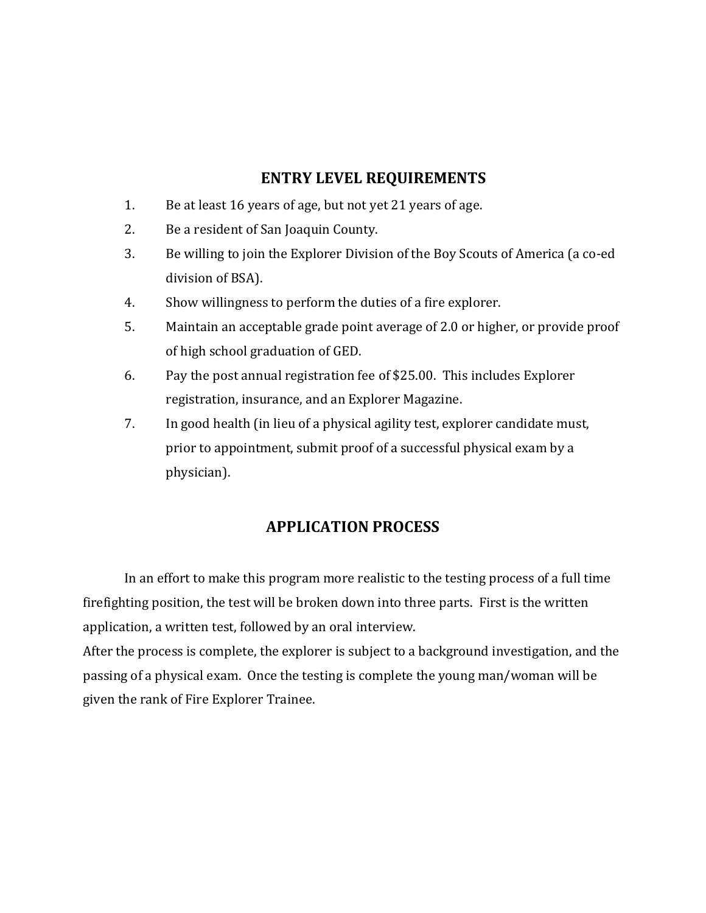## ENTRY LEVEL REQUIREMENTS

1. Be at least 16 years of age, but not yet 21 years of age.
2. Be a resident of San Joaquin County.
3. Be willing to join the Explorer Division of the Boy Scouts of America (a co-ed division of BSA).
4. Show willingness to perform the duties of a fire explorer.
5. Maintain an acceptable grade point average of 2.0 or higher, or provide proof of high school graduation of GED.
6. Pay the post annual registration fee of $25.00. This includes Explorer registration, insurance, and an Explorer Magazine.
7. In good health (in lieu of a physical agility test, explorer candidate must, prior to appointment, submit proof of a successful physical exam by a physician).

## APPLICATION PROCESS

In an effort to make this program more realistic to the testing process of a full time firefighting position, the test will be broken down into three parts. First is the written application, a written test, followed by an oral interview.

After the process is complete, the explorer is subject to a background investigation, and the passing of a physical exam. Once the testing is complete the young man/woman will be given the rank of Fire Explorer Trainee.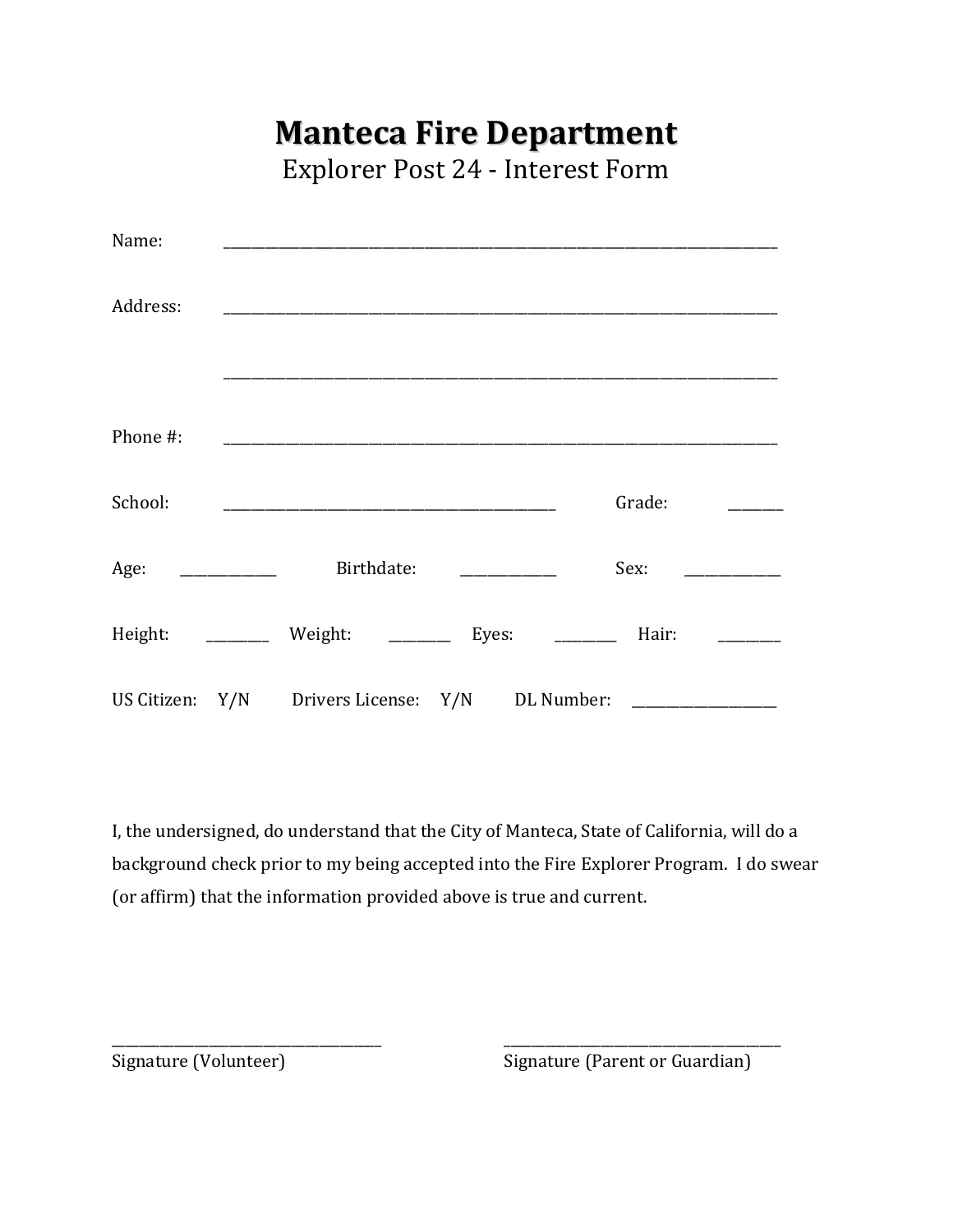# Manteca Fire Department

Explorer Post 24 - Interest Form

Name: ______________________________________________________________________________

Address: ______________________________________________________________________________

______________________________________________________________________________

Phone #: ______________________________________________________________________________

School: ______________________________________________ Grade: _______

Age: _____________ Birthdate: _____________ Sex: _____________

Height: ________ Weight: ________ Eyes: ________ Hair: ________

US Citizen: Y/N Drivers License: Y/N DL Number: ____________________

I, the undersigned, do understand that the City of Manteca, State of California, will do a background check prior to my being accepted into the Fire Explorer Program. I do swear (or affirm) that the information provided above is true and current.

_____________________________________
Signature (Volunteer)

_____________________________________
Signature (Parent or Guardian)